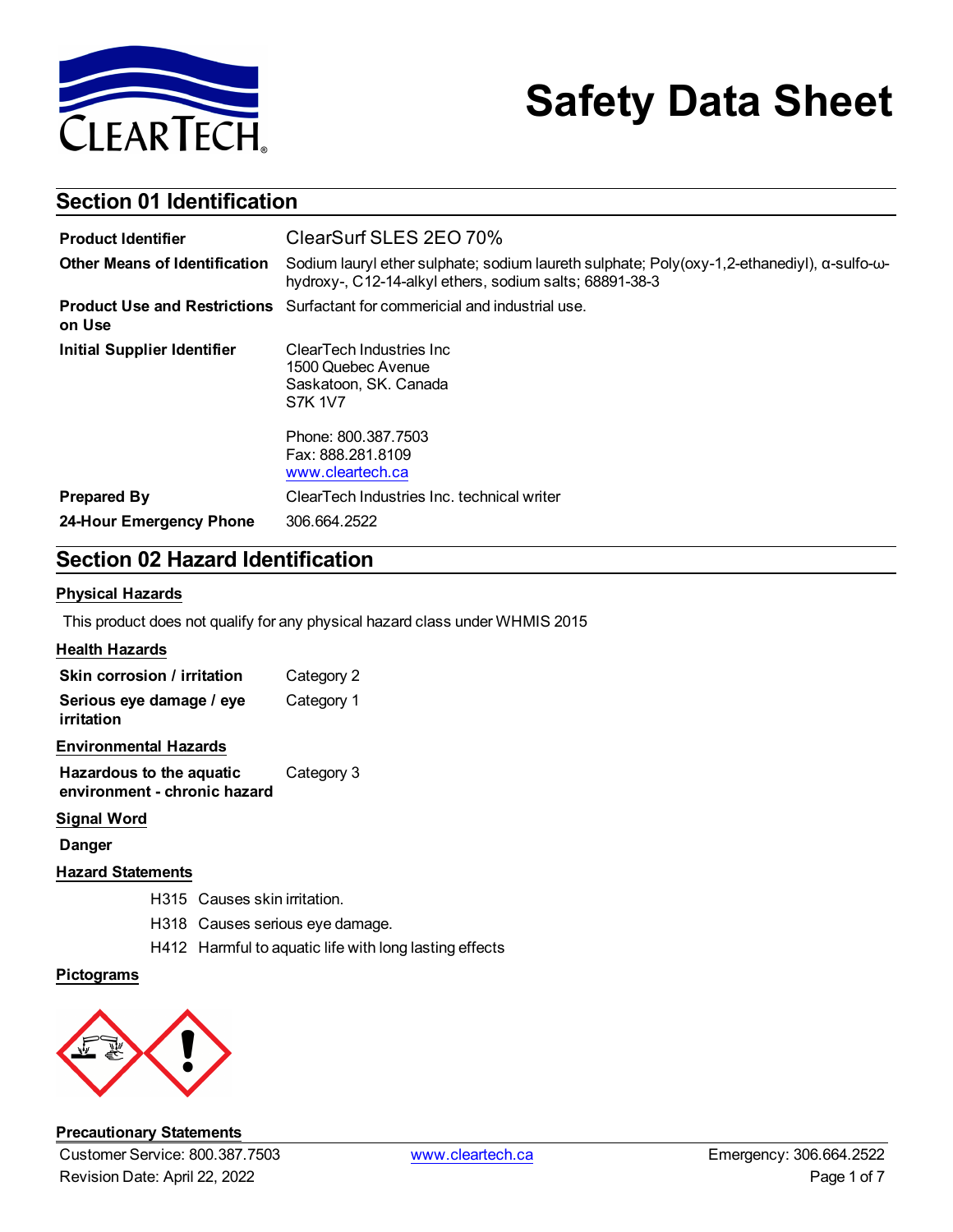# Safety Data Sheet

## Section 01 Identification

| | |
|---|---|
| **Product Identifier** | ClearSurf SLES 2EO 70% |
| **Other Means of Identification** | Sodium lauryl ether sulphate; sodium laureth sulphate; Poly(oxy-1,2-ethanediyl), α-sulfo-ω-hydroxy-, C12-14-alkyl ethers, sodium salts; 68891-38-3 |
| **Product Use and Restrictions on Use** | Surfactant for commericial and industrial use. |
| **Initial Supplier Identifier** | ClearTech Industries Inc<br>1500 Quebec Avenue<br>Saskatoon, SK. Canada<br>S7K 1V7<br><br>Phone: 800.387.7503<br>Fax: 888.281.8109<br>www.cleartech.ca |
| **Prepared By** | ClearTech Industries Inc. technical writer |
| **24-Hour Emergency Phone** | 306.664.2522 |

## Section 02 Hazard Identification

### Physical Hazards

This product does not qualify for any physical hazard class under WHMIS 2015

### Health Hazards

| | |
|---|---|
| **Skin corrosion / irritation** | Category 2 |
| **Serious eye damage / eye irritation** | Category 1 |

### Environmental Hazards

| | |
|---|---|
| **Hazardous to the aquatic environment - chronic hazard** | Category 3 |

### Signal Word

**Danger**

### Hazard Statements

H315 Causes skin irritation.

H318 Causes serious eye damage.

H412 Harmful to aquatic life with long lasting effects

### Pictograms

### Precautionary Statements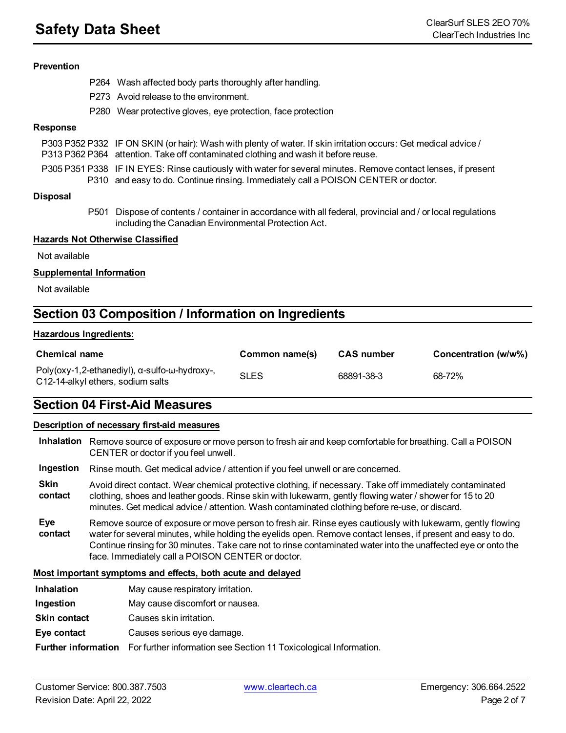**Prevention**

P264 Wash affected body parts thoroughly after handling.

P273 Avoid release to the environment.

P280 Wear protective gloves, eye protection, face protection

**Response**

P303 P352 P332 P313 P362 P364 IF ON SKIN (or hair): Wash with plenty of water. If skin irritation occurs: Get medical advice / attention. Take off contaminated clothing and wash it before reuse.

P305 P351 P338 P310 IF IN EYES: Rinse cautiously with water for several minutes. Remove contact lenses, if present and easy to do. Continue rinsing. Immediately call a POISON CENTER or doctor.

**Disposal**

P501 Dispose of contents / container in accordance with all federal, provincial and / or local regulations including the Canadian Environmental Protection Act.

**Hazards Not Otherwise Classified**

Not available

**Supplemental Information**

Not available

## Section 03 Composition / Information on Ingredients

**Hazardous Ingredients:**

| Chemical name | Common name(s) | CAS number | Concentration (w/w%) |
|---|---|---|---|
| Poly(oxy-1,2-ethanediyl), α-sulfo-ω-hydroxy-, C12-14-alkyl ethers, sodium salts | SLES | 68891-38-3 | 68-72% |

## Section 04 First-Aid Measures

**Description of necessary first-aid measures**

**Inhalation** Remove source of exposure or move person to fresh air and keep comfortable for breathing. Call a POISON CENTER or doctor if you feel unwell.

**Ingestion** Rinse mouth. Get medical advice / attention if you feel unwell or are concerned.

**Skin contact** Avoid direct contact. Wear chemical protective clothing, if necessary. Take off immediately contaminated clothing, shoes and leather goods. Rinse skin with lukewarm, gently flowing water / shower for 15 to 20 minutes. Get medical advice / attention. Wash contaminated clothing before re-use, or discard.

**Eye contact** Remove source of exposure or move person to fresh air. Rinse eyes cautiously with lukewarm, gently flowing water for several minutes, while holding the eyelids open. Remove contact lenses, if present and easy to do. Continue rinsing for 30 minutes. Take care not to rinse contaminated water into the unaffected eye or onto the face. Immediately call a POISON CENTER or doctor.

**Most important symptoms and effects, both acute and delayed**

**Inhalation** May cause respiratory irritation.

**Ingestion** May cause discomfort or nausea.

**Skin contact** Causes skin irritation.

**Eye contact** Causes serious eye damage.

**Further information** For further information see Section 11 Toxicological Information.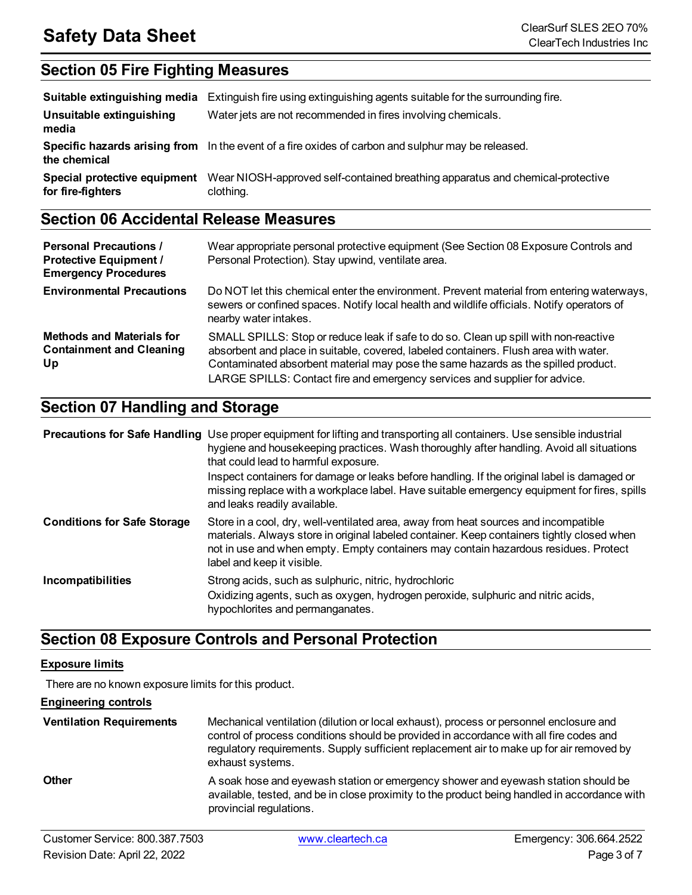## Section 05 Fire Fighting Measures

| | |
|---|---|
| **Suitable extinguishing media** | Extinguish fire using extinguishing agents suitable for the surrounding fire. |
| **Unsuitable extinguishing media** | Water jets are not recommended in fires involving chemicals. |
| **Specific hazards arising from the chemical** | In the event of a fire oxides of carbon and sulphur may be released. |
| **Special protective equipment for fire-fighters** | Wear NIOSH-approved self-contained breathing apparatus and chemical-protective clothing. |

## Section 06 Accidental Release Measures

| | |
|---|---|
| **Personal Precautions / Protective Equipment / Emergency Procedures** | Wear appropriate personal protective equipment (See Section 08 Exposure Controls and Personal Protection). Stay upwind, ventilate area. |
| **Environmental Precautions** | Do NOT let this chemical enter the environment. Prevent material from entering waterways, sewers or confined spaces. Notify local health and wildlife officials. Notify operators of nearby water intakes. |
| **Methods and Materials for Containment and Cleaning Up** | SMALL SPILLS: Stop or reduce leak if safe to do so. Clean up spill with non-reactive absorbent and place in suitable, covered, labeled containers. Flush area with water. Contaminated absorbent material may pose the same hazards as the spilled product.<br>LARGE SPILLS: Contact fire and emergency services and supplier for advice. |

## Section 07 Handling and Storage

| | |
|---|---|
| **Precautions for Safe Handling** | Use proper equipment for lifting and transporting all containers. Use sensible industrial hygiene and housekeeping practices. Wash thoroughly after handling. Avoid all situations that could lead to harmful exposure.<br>Inspect containers for damage or leaks before handling. If the original label is damaged or missing replace with a workplace label. Have suitable emergency equipment for fires, spills and leaks readily available. |
| **Conditions for Safe Storage** | Store in a cool, dry, well-ventilated area, away from heat sources and incompatible materials. Always store in original labeled container. Keep containers tightly closed when not in use and when empty. Empty containers may contain hazardous residues. Protect label and keep it visible. |
| **Incompatibilities** | Strong acids, such as sulphuric, nitric, hydrochloric<br>Oxidizing agents, such as oxygen, hydrogen peroxide, sulphuric and nitric acids, hypochlorites and permanganates. |

## Section 08 Exposure Controls and Personal Protection

**Exposure limits**

There are no known exposure limits for this product.

**Engineering controls**

| | |
|---|---|
| **Ventilation Requirements** | Mechanical ventilation (dilution or local exhaust), process or personnel enclosure and control of process conditions should be provided in accordance with all fire codes and regulatory requirements. Supply sufficient replacement air to make up for air removed by exhaust systems. |
| **Other** | A soak hose and eyewash station or emergency shower and eyewash station should be available, tested, and be in close proximity to the product being handled in accordance with provincial regulations. |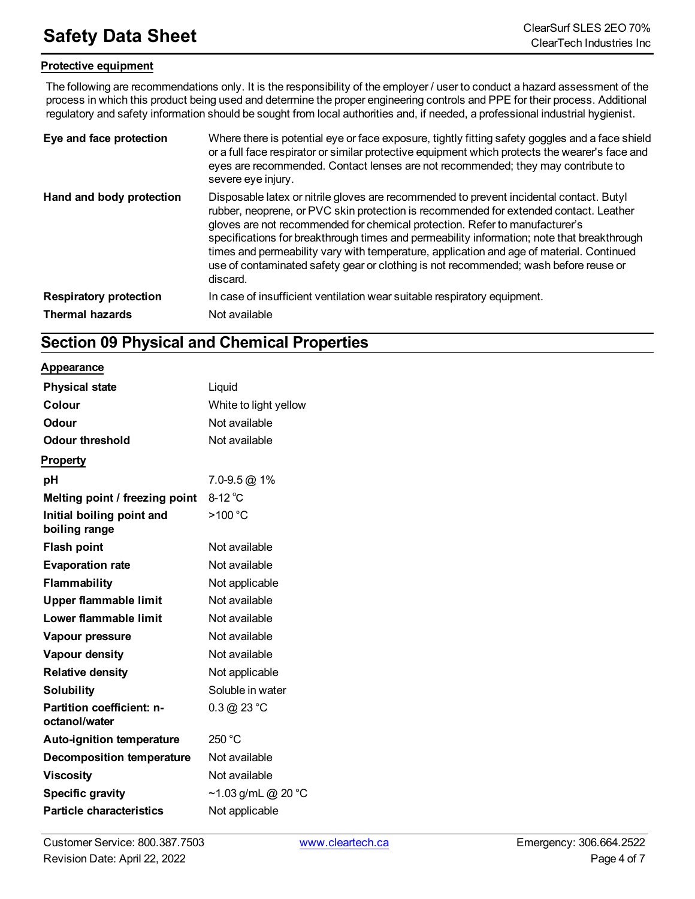### Protective equipment

The following are recommendations only. It is the responsibility of the employer / user to conduct a hazard assessment of the process in which this product being used and determine the proper engineering controls and PPE for their process. Additional regulatory and safety information should be sought from local authorities and, if needed, a professional industrial hygienist.

| | |
|---|---|
| **Eye and face protection** | Where there is potential eye or face exposure, tightly fitting safety goggles and a face shield or a full face respirator or similar protective equipment which protects the wearer's face and eyes are recommended. Contact lenses are not recommended; they may contribute to severe eye injury. |
| **Hand and body protection** | Disposable latex or nitrile gloves are recommended to prevent incidental contact. Butyl rubber, neoprene, or PVC skin protection is recommended for extended contact. Leather gloves are not recommended for chemical protection. Refer to manufacturer's specifications for breakthrough times and permeability information; note that breakthrough times and permeability vary with temperature, application and age of material. Continued use of contaminated safety gear or clothing is not recommended; wash before reuse or discard. |
| **Respiratory protection** | In case of insufficient ventilation wear suitable respiratory equipment. |
| **Thermal hazards** | Not available |

## Section 09 Physical and Chemical Properties

### Appearance

| | |
|---|---|
| **Physical state** | Liquid |
| **Colour** | White to light yellow |
| **Odour** | Not available |
| **Odour threshold** | Not available |

### Property

| | |
|---|---|
| **pH** | 7.0-9.5 @ 1% |
| **Melting point / freezing point** | 8-12 ℃ |
| **Initial boiling point and boiling range** | >100 °C |
| **Flash point** | Not available |
| **Evaporation rate** | Not available |
| **Flammability** | Not applicable |
| **Upper flammable limit** | Not available |
| **Lower flammable limit** | Not available |
| **Vapour pressure** | Not available |
| **Vapour density** | Not available |
| **Relative density** | Not applicable |
| **Solubility** | Soluble in water |
| **Partition coefficient: n-octanol/water** | 0.3 @ 23 °C |
| **Auto-ignition temperature** | 250 °C |
| **Decomposition temperature** | Not available |
| **Viscosity** | Not available |
| **Specific gravity** | ~1.03 g/mL @ 20 °C |
| **Particle characteristics** | Not applicable |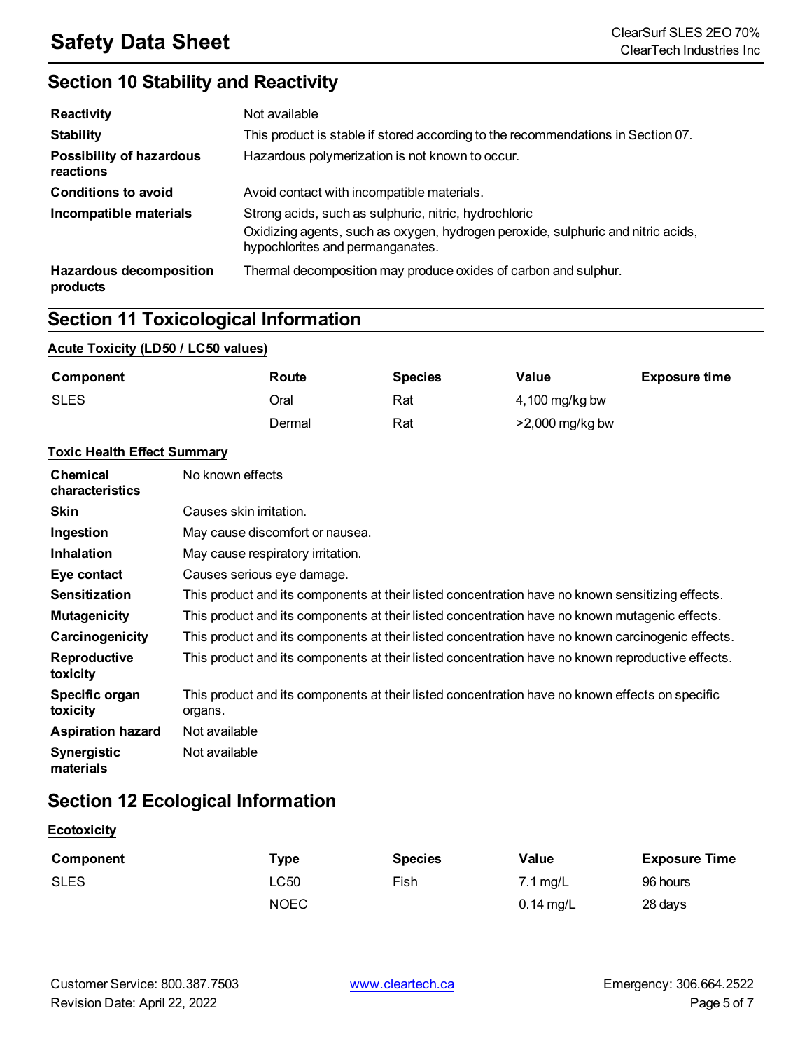## Section 10 Stability and Reactivity

| | |
|---|---|
| **Reactivity** | Not available |
| **Stability** | This product is stable if stored according to the recommendations in Section 07. |
| **Possibility of hazardous reactions** | Hazardous polymerization is not known to occur. |
| **Conditions to avoid** | Avoid contact with incompatible materials. |
| **Incompatible materials** | Strong acids, such as sulphuric, nitric, hydrochloric<br>Oxidizing agents, such as oxygen, hydrogen peroxide, sulphuric and nitric acids, hypochlorites and permanganates. |
| **Hazardous decomposition products** | Thermal decomposition may produce oxides of carbon and sulphur. |

## Section 11 Toxicological Information

**Acute Toxicity (LD50 / LC50 values)**

| Component | Route | Species | Value | Exposure time |
|---|---|---|---|---|
| SLES | Oral | Rat | 4,100 mg/kg bw | |
| | Dermal | Rat | >2,000 mg/kg bw | |

**Toxic Health Effect Summary**

| | |
|---|---|
| **Chemical characteristics** | No known effects |
| **Skin** | Causes skin irritation. |
| **Ingestion** | May cause discomfort or nausea. |
| **Inhalation** | May cause respiratory irritation. |
| **Eye contact** | Causes serious eye damage. |
| **Sensitization** | This product and its components at their listed concentration have no known sensitizing effects. |
| **Mutagenicity** | This product and its components at their listed concentration have no known mutagenic effects. |
| **Carcinogenicity** | This product and its components at their listed concentration have no known carcinogenic effects. |
| **Reproductive toxicity** | This product and its components at their listed concentration have no known reproductive effects. |
| **Specific organ toxicity** | This product and its components at their listed concentration have no known effects on specific organs. |
| **Aspiration hazard** | Not available |
| **Synergistic materials** | Not available |

## Section 12 Ecological Information

**Ecotoxicity**

| Component | Type | Species | Value | Exposure Time |
|---|---|---|---|---|
| SLES | LC50 | Fish | 7.1 mg/L | 96 hours |
| | NOEC | | 0.14 mg/L | 28 days |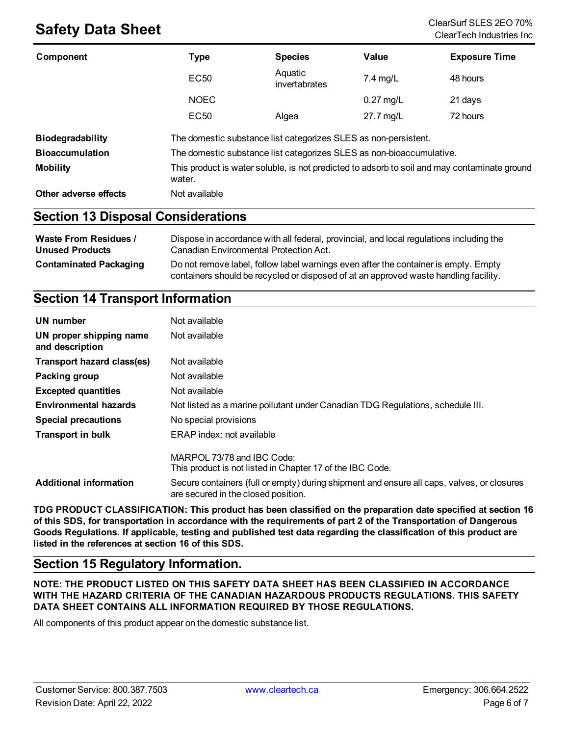| Component | Type | Species | Value | Exposure Time |
|---|---|---|---|---|
| | EC50 | Aquatic invertabrates | 7.4 mg/L | 48 hours |
| | NOEC | | 0.27 mg/L | 21 days |
| | EC50 | Algea | 27.7 mg/L | 72 hours |

**Biodegradability** The domestic substance list categorizes SLES as non-persistent.

**Bioaccumulation** The domestic substance list categorizes SLES as non-bioaccumulative.

**Mobility** This product is water soluble, is not predicted to adsorb to soil and may contaminate ground water.

**Other adverse effects** Not available

## Section 13 Disposal Considerations

**Waste From Residues / Unused Products** Dispose in accordance with all federal, provincial, and local regulations including the Canadian Environmental Protection Act.

**Contaminated Packaging** Do not remove label, follow label warnings even after the container is empty. Empty containers should be recycled or disposed of at an approved waste handling facility.

## Section 14 Transport Information

**UN number** Not available

**UN proper shipping name and description** Not available

**Transport hazard class(es)** Not available

**Packing group** Not available

**Excepted quantities** Not available

**Environmental hazards** Not listed as a marine pollutant under Canadian TDG Regulations, schedule III.

**Special precautions** No special provisions

**Transport in bulk** ERAP index: not available

MARPOL 73/78 and IBC Code:
This product is not listed in Chapter 17 of the IBC Code.

**Additional information** Secure containers (full or empty) during shipment and ensure all caps, valves, or closures are secured in the closed position.

**TDG PRODUCT CLASSIFICATION: This product has been classified on the preparation date specified at section 16 of this SDS, for transportation in accordance with the requirements of part 2 of the Transportation of Dangerous Goods Regulations. If applicable, testing and published test data regarding the classification of this product are listed in the references at section 16 of this SDS.**

## Section 15 Regulatory Information.

**NOTE: THE PRODUCT LISTED ON THIS SAFETY DATA SHEET HAS BEEN CLASSIFIED IN ACCORDANCE WITH THE HAZARD CRITERIA OF THE CANADIAN HAZARDOUS PRODUCTS REGULATIONS. THIS SAFETY DATA SHEET CONTAINS ALL INFORMATION REQUIRED BY THOSE REGULATIONS.**

All components of this product appear on the domestic substance list.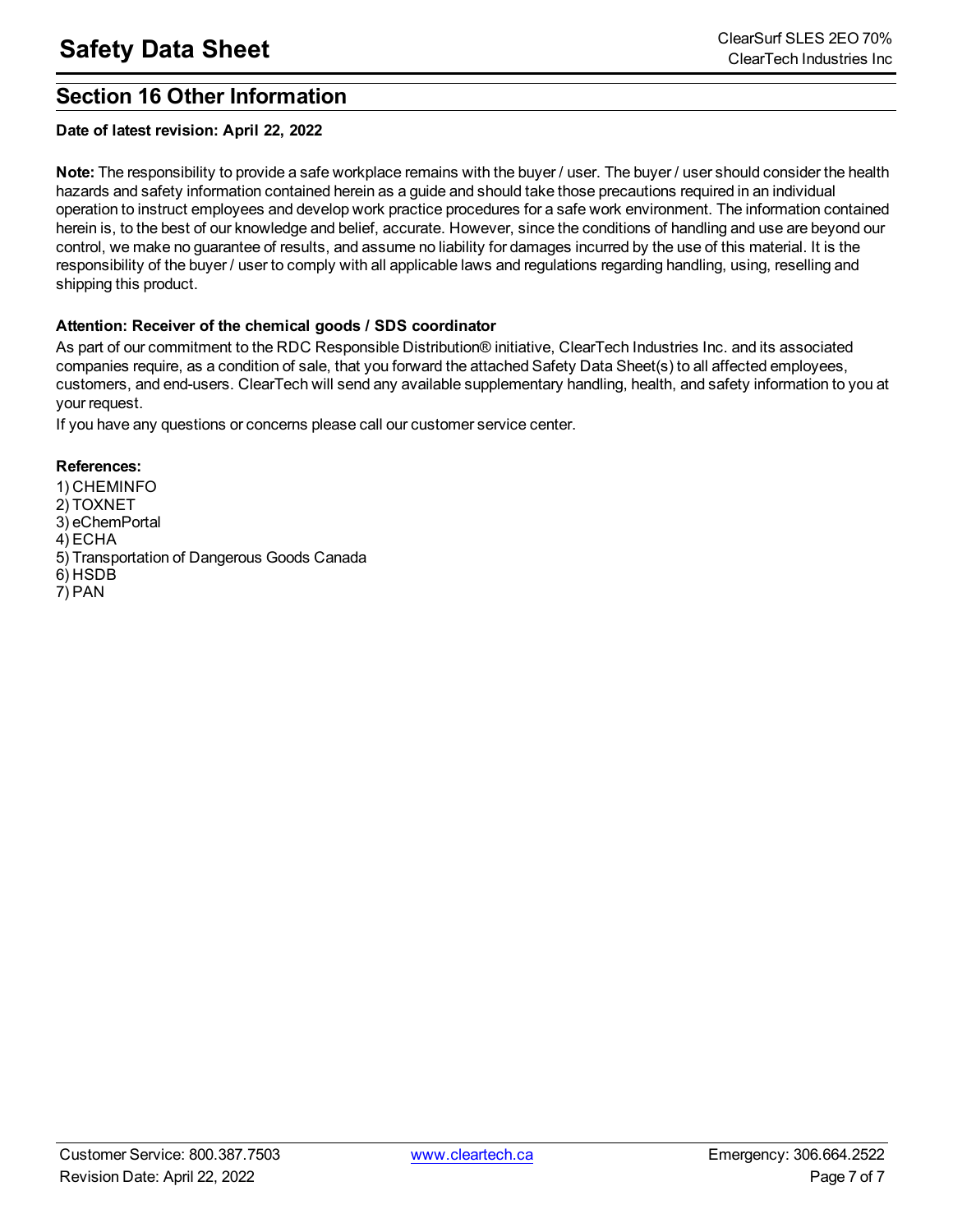## Section 16 Other Information

**Date of latest revision: April 22, 2022**

**Note:** The responsibility to provide a safe workplace remains with the buyer / user. The buyer / user should consider the health hazards and safety information contained herein as a guide and should take those precautions required in an individual operation to instruct employees and develop work practice procedures for a safe work environment. The information contained herein is, to the best of our knowledge and belief, accurate. However, since the conditions of handling and use are beyond our control, we make no guarantee of results, and assume no liability for damages incurred by the use of this material. It is the responsibility of the buyer / user to comply with all applicable laws and regulations regarding handling, using, reselling and shipping this product.

**Attention: Receiver of the chemical goods / SDS coordinator**

As part of our commitment to the RDC Responsible Distribution® initiative, ClearTech Industries Inc. and its associated companies require, as a condition of sale, that you forward the attached Safety Data Sheet(s) to all affected employees, customers, and end-users. ClearTech will send any available supplementary handling, health, and safety information to you at your request.

If you have any questions or concerns please call our customer service center.

**References:**

1) CHEMINFO
2) TOXNET
3) eChemPortal
4) ECHA
5) Transportation of Dangerous Goods Canada
6) HSDB
7) PAN